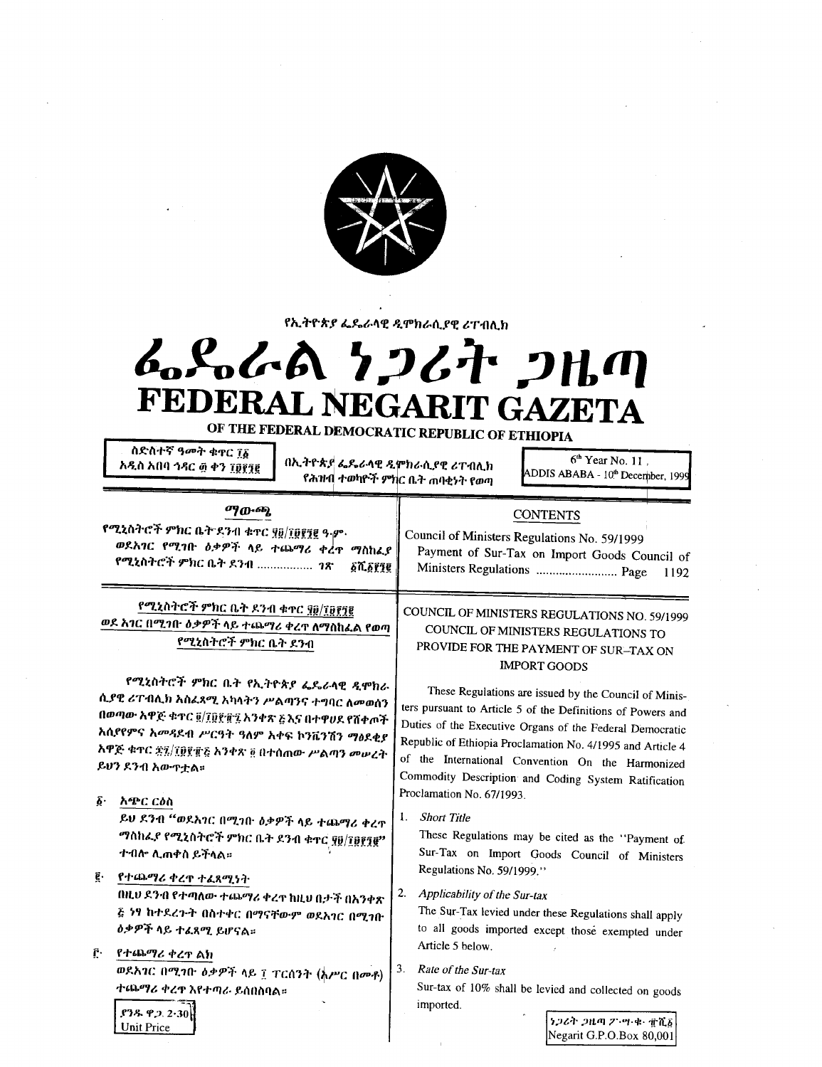የኢትዮጵያ ፌዴራላዊ ዲሞክራሲያዊ ሪፐብሊክ

# ፌዴራል ነጋሪት ጋዜጣ
# FEDERAL NEGARIT GAZETA
## OF THE FEDERAL DEMOCRATIC REPUBLIC OF ETHIOPIA

ስድስተኛ ዓመት ቁጥር ፲፩
አዲስ አበባ ኅዳር ፴ ቀን ፲፱፻፺፪

በኢትዮጵያ ፌዴራላዊ ዲሞክራሲያዊ ሪፐብሊክ የሕዝብ ተወካዮች ምክር ቤት ጠባቂነት የወጣ

6th Year No. 11
ADDIS ABABA - 10th December, 1999

**ማውጫ**

የሚኒስትሮች ምክር ቤት ደንብ ቁጥር ፶፱/፲፱፻፺፪ ዓ.ም. ወደአገር የሚገቡ ዕቃዎች ላይ ተጨማሪ ቀረጥ ማስከፈያ የሚኒስትሮች ምክር ቤት ደንብ ................. ገጽ ፩ሺ፩፻፺፪

**CONTENTS**

Council of Ministers Regulations No. 59/1999
Payment of Sur-Tax on Import Goods Council of Ministers Regulations ......................... Page 1192

**የሚኒስትሮች ምክር ቤት ደንብ ቁጥር ፶፱/፲፱፻፺፪**
**ወደ አገር በሚገቡ ዕቃዎች ላይ ተጨማሪ ቀረጥ ለማስከፈል የወጣ የሚኒስትሮች ምክር ቤት ደንብ**

የሚኒስትሮች ምክር ቤት የኢትዮጵያ ፌዴራላዊ ዲሞክራሲያዊ ሪፐብሊክ አስፈጻሚ አካላትን ሥልጣንና ተግባር ለመወሰን በወጣው አዋጅ ቁጥር ፬/፲፱፻፹፯ አንቀጽ ፭ እና በተዋሀደ የሸቀጦች አሰያየምና አመዳደብ ሥርዓት ዓለም አቀፍ ኮንቬንሽን ማፅደቂያ አዋጅ ቁጥር ፷፯/፲፱፻፹፭ አንቀጽ ፬ በተሰጠው ሥልጣን መሠረት ይህን ደንብ አውጥቷል።

፩· **አጭር ርዕስ**

ይህ ደንብ "ወደአገር በሚገቡ ዕቃዎች ላይ ተጨማሪ ቀረጥ ማስከፈያ የሚኒስትሮች ምክር ቤት ደንብ ቁጥር ፶፱/፲፱፻፺፪" ተብሎ ሊጠቀስ ይችላል።

፪· **የተጨማሪ ቀረጥ ተፈጻሚነት**

በዚህ ደንብ የተጣለው ተጨማሪ ቀረጥ ከዚህ በታች በአንቀጽ ፭ ነፃ ከተደረጉት በስተቀር በማናቸውም ወደአገር በሚገቡ ዕቃዎች ላይ ተፈጻሚ ይሆናል።

፫· **የተጨማሪ ቀረጥ ልክ**

ወደአገር በሚገቡ ዕቃዎች ላይ ፲ ፐርሰንት (አሥር በመቶ) ተጨማሪ ቀረጥ እየተጣለ ይሰበሰባል።

**COUNCIL OF MINISTERS REGULATIONS NO. 59/1999**
**COUNCIL OF MINISTERS REGULATIONS TO PROVIDE FOR THE PAYMENT OF SUR–TAX ON IMPORT GOODS**

These Regulations are issued by the Council of Ministers pursuant to Article 5 of the Definitions of Powers and Duties of the Executive Organs of the Federal Democratic Republic of Ethiopia Proclamation No. 4/1995 and Article 4 of the International Convention On the Harmonized Commodity Description and Coding System Ratification Proclamation No. 67/1993.

1. *Short Title*

   These Regulations may be cited as the "Payment of Sur-Tax on Import Goods Council of Ministers Regulations No. 59/1999."

2. *Applicability of the Sur-tax*

   The Sur-Tax levied under these Regulations shall apply to all goods imported except those exempted under Article 5 below.

3. *Rate of the Sur-tax*

   Sur-tax of 10% shall be levied and collected on goods imported.

ያንዱ ዋጋ 2·30
Unit Price

ነጋሪት ጋዜጣ ፖ·ሣ·ቁ· ፹ሺ፩
Negarit G.P.O.Box 80,001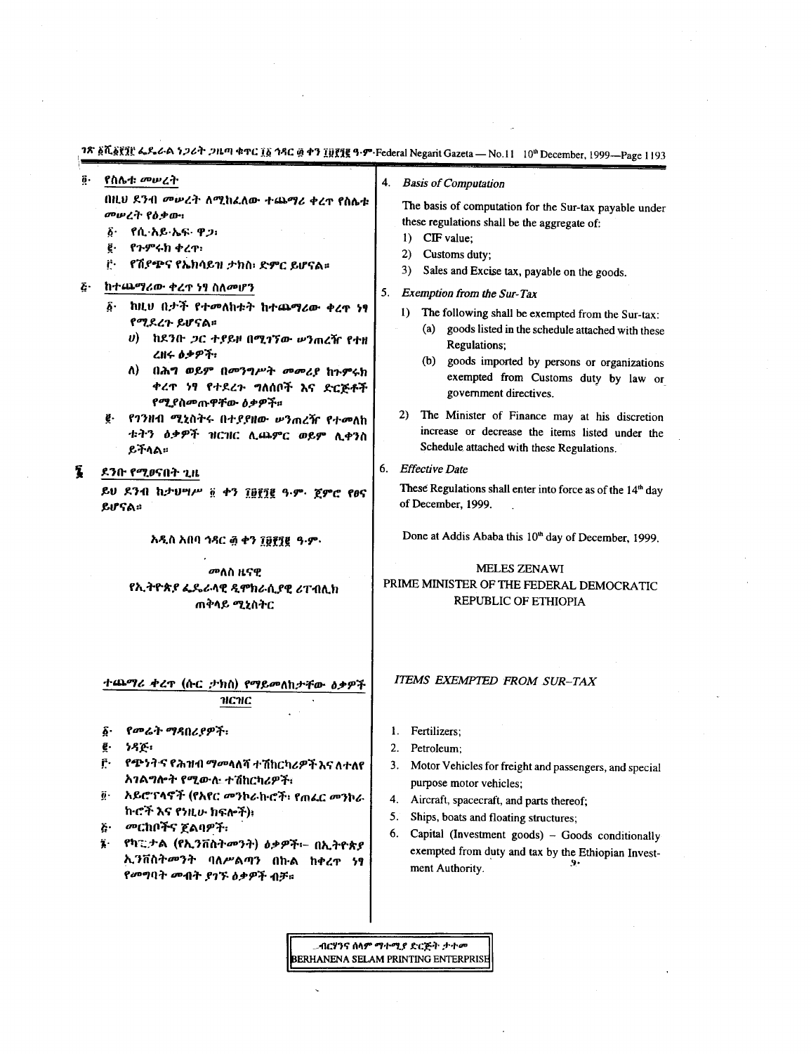፬· የስሌቱ መሠረት

በዚህ ደንብ መሠረት ለሚከፈለው ተጨማሪ ቀረጥ የስሌቱ መሠረት የዕቃው፣

፩· የሲ·አይ·ኤፍ· ዋጋ፣
፪· የጉምሩክ ቀረጥ፣
፫· የሽያጭና የኤክሳይዝ ታክስ፣ ድምር ይሆናል።

፭· ከተጨማሪው ቀረጥ ነፃ ስለመሆን

፩· ከዚህ በታች የተመለከቱት ከተጨማሪው ቀረጥ ነፃ የሚደረጉ ይሆናል።
ሀ) ከደንቡ ጋር ተያይዞ በሚገኘው ሠንጠረዥ የተዘረዘሩ ዕቃዎች፣
ለ) በሕግ ወይም በመንግሥት መመሪያ ከጉምሩክ ቀረጥ ነፃ የተደረጉ ግለሰቦች እና ድርጅቶች የሚያስመጧቸው ዕቃዎች።

፪· የገንዘብ ሚኒስትሩ በተያያዘው ሠንጠረዥ የተመለከቱትን ዕቃዎች ዝርዝር ሊጨምር ወይም ሊቀንስ ይችላል።

፮· ደንቡ የሚፀናበት ጊዜ

ይህ ደንብ ከታህሣሥ ፬ ቀን ፲፱፻፺፪ ዓ·ም· ጀምሮ የፀና ይሆናል።

አዲስ አበባ ኅዳር ፴ ቀን ፲፱፻፺፪ ዓ·ም·

መለስ ዜናዊ
የኢትዮጵያ ፌዴራላዊ ዲሞክራሲያዊ ሪፐብሊክ ጠቅላይ ሚኒስትር

4. *Basis of Computation*

The basis of computation for the Sur-tax payable under these regulations shall be the aggregate of:
1) CIF value;
2) Customs duty;
3) Sales and Excise tax, payable on the goods.

5. *Exemption from the Sur-Tax*

1) The following shall be exempted from the Sur-tax:
(a) goods listed in the schedule attached with these Regulations;
(b) goods imported by persons or organizations exempted from Customs duty by law or government directives.

2) The Minister of Finance may at his discretion increase or decrease the items listed under the Schedule attached with these Regulations.

6. *Effective Date*

These Regulations shall enter into force as of the 14th day of December, 1999.

Done at Addis Ababa this 10th day of December, 1999.

MELES ZENAWI
PRIME MINISTER OF THE FEDERAL DEMOCRATIC REPUBLIC OF ETHIOPIA

## ተጨማሪ ቀረጥ (ሱር ታክስ) የማይመለከታቸው ዕቃዎች ዝርዝር

፩· የመሬት ማዳበሪያዎች፣
፪· ነዳጅ፣
፫· የጭነትና የሕዝብ ማመላለሻ ተሽከርካሪዎች እና ለተለየ አገልግሎት የሚውሉ ተሽከርካሪዎች፣
፬· አይሮፕላኖች (የአየር መንኮራኩሮች፣ የጠፈር መንኮራኩሮች እና የነዚሁ ክፍሎች)፣
፭· መርከቦችና ጀልባዎች፣
፮· የካፒታል (የኢንቨስትመንት) ዕቃዎች፦ በኢትዮጵያ ኢንቨስትመንት ባለሥልጣን በኩል ከቀረጥ ነፃ የመግባት መብት ያገኙ ዕቃዎች ብቻ።

## *ITEMS EXEMPTED FROM SUR-TAX*

1. Fertilizers;
2. Petroleum;
3. Motor Vehicles for freight and passengers, and special purpose motor vehicles;
4. Aircraft, spacecraft, and parts thereof;
5. Ships, boats and floating structures;
6. Capital (Investment goods) – Goods conditionally exempted from duty and tax by the Ethiopian Investment Authority.

ብርሃንና ሰላም ማተሚያ ድርጅት ታተመ
BERHANENA SELAM PRINTING ENTERPRISE